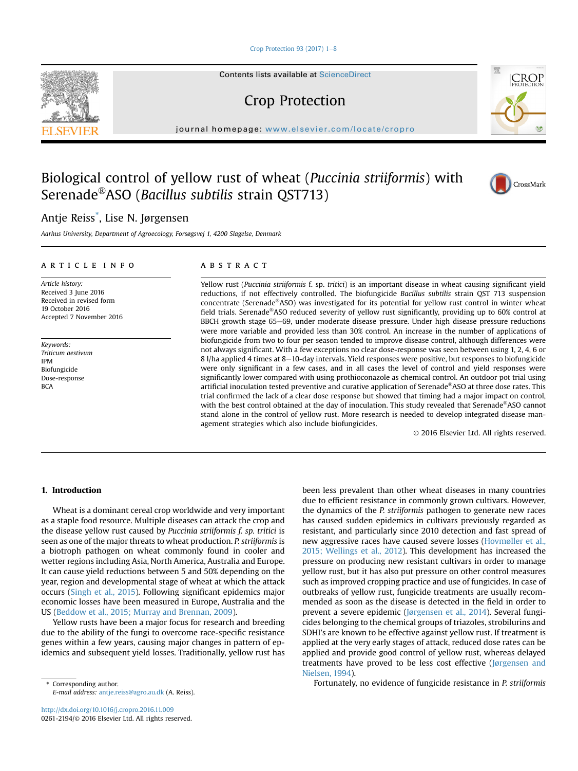# Biological control of yellow rust of wheat (*Puccinia striiformis*) with Serenade®ASO (*Bacillus subtilis* strain QST713)

Antje Reiss*, Lise N. Jørgensen

*Aarhus University, Department of Agroecology, Forsøgsvej 1, 4200 Slagelse, Denmark*

## ARTICLE INFO

*Article history:*
Received 3 June 2016
Received in revised form 19 October 2016
Accepted 7 November 2016

*Keywords:*
*Triticum aestivum*
IPM
Biofungicide
Dose-response
BCA

## ABSTRACT

Yellow rust (*Puccinia striiformis* f. sp. *tritici*) is an important disease in wheat causing significant yield reductions, if not effectively controlled. The biofungicide *Bacillus subtilis* strain QST 713 suspension concentrate (Serenade®ASO) was investigated for its potential for yellow rust control in winter wheat field trials. Serenade®ASO reduced severity of yellow rust significantly, providing up to 60% control at BBCH growth stage 65–69, under moderate disease pressure. Under high disease pressure reductions were more variable and provided less than 30% control. An increase in the number of applications of biofungicide from two to four per season tended to improve disease control, although differences were not always significant. With a few exceptions no clear dose-response was seen between using 1, 2, 4, 6 or 8 l/ha applied 4 times at 8–10-day intervals. Yield responses were positive, but responses to biofungicide were only significant in a few cases, and in all cases the level of control and yield responses were significantly lower compared with using prothioconazole as chemical control. An outdoor pot trial using artificial inoculation tested preventive and curative application of Serenade®ASO at three dose rates. This trial confirmed the lack of a clear dose response but showed that timing had a major impact on control, with the best control obtained at the day of inoculation. This study revealed that Serenade®ASO cannot stand alone in the control of yellow rust. More research is needed to develop integrated disease management strategies which also include biofungicides.

© 2016 Elsevier Ltd. All rights reserved.

## 1. Introduction

Wheat is a dominant cereal crop worldwide and very important as a staple food resource. Multiple diseases can attack the crop and the disease yellow rust caused by *Puccinia striiformis f. sp. tritici* is seen as one of the major threats to wheat production. *P. striiformis* is a biotroph pathogen on wheat commonly found in cooler and wetter regions including Asia, North America, Australia and Europe. It can cause yield reductions between 5 and 50% depending on the year, region and developmental stage of wheat at which the attack occurs (Singh et al., 2015). Following significant epidemics major economic losses have been measured in Europe, Australia and the US (Beddow et al., 2015; Murray and Brennan, 2009).

Yellow rusts have been a major focus for research and breeding due to the ability of the fungi to overcome race-specific resistance genes within a few years, causing major changes in pattern of epidemics and subsequent yield losses. Traditionally, yellow rust has been less prevalent than other wheat diseases in many countries due to efficient resistance in commonly grown cultivars. However, the dynamics of the *P. striiformis* pathogen to generate new races has caused sudden epidemics in cultivars previously regarded as resistant, and particularly since 2010 detection and fast spread of new aggressive races have caused severe losses (Hovmøller et al., 2015; Wellings et al., 2012). This development has increased the pressure on producing new resistant cultivars in order to manage yellow rust, but it has also put pressure on other control measures such as improved cropping practice and use of fungicides. In case of outbreaks of yellow rust, fungicide treatments are usually recommended as soon as the disease is detected in the field in order to prevent a severe epidemic (Jørgensen et al., 2014). Several fungicides belonging to the chemical groups of triazoles, strobilurins and SDHI's are known to be effective against yellow rust. If treatment is applied at the very early stages of attack, reduced dose rates can be applied and provide good control of yellow rust, whereas delayed treatments have proved to be less cost effective (Jørgensen and Nielsen, 1994).

Fortunately, no evidence of fungicide resistance in *P. striiformis*

---

* Corresponding author.
*E-mail address:* antje.reiss@agro.au.dk (A. Reiss).

http://dx.doi.org/10.1016/j.cropro.2016.11.009
0261-2194/© 2016 Elsevier Ltd. All rights reserved.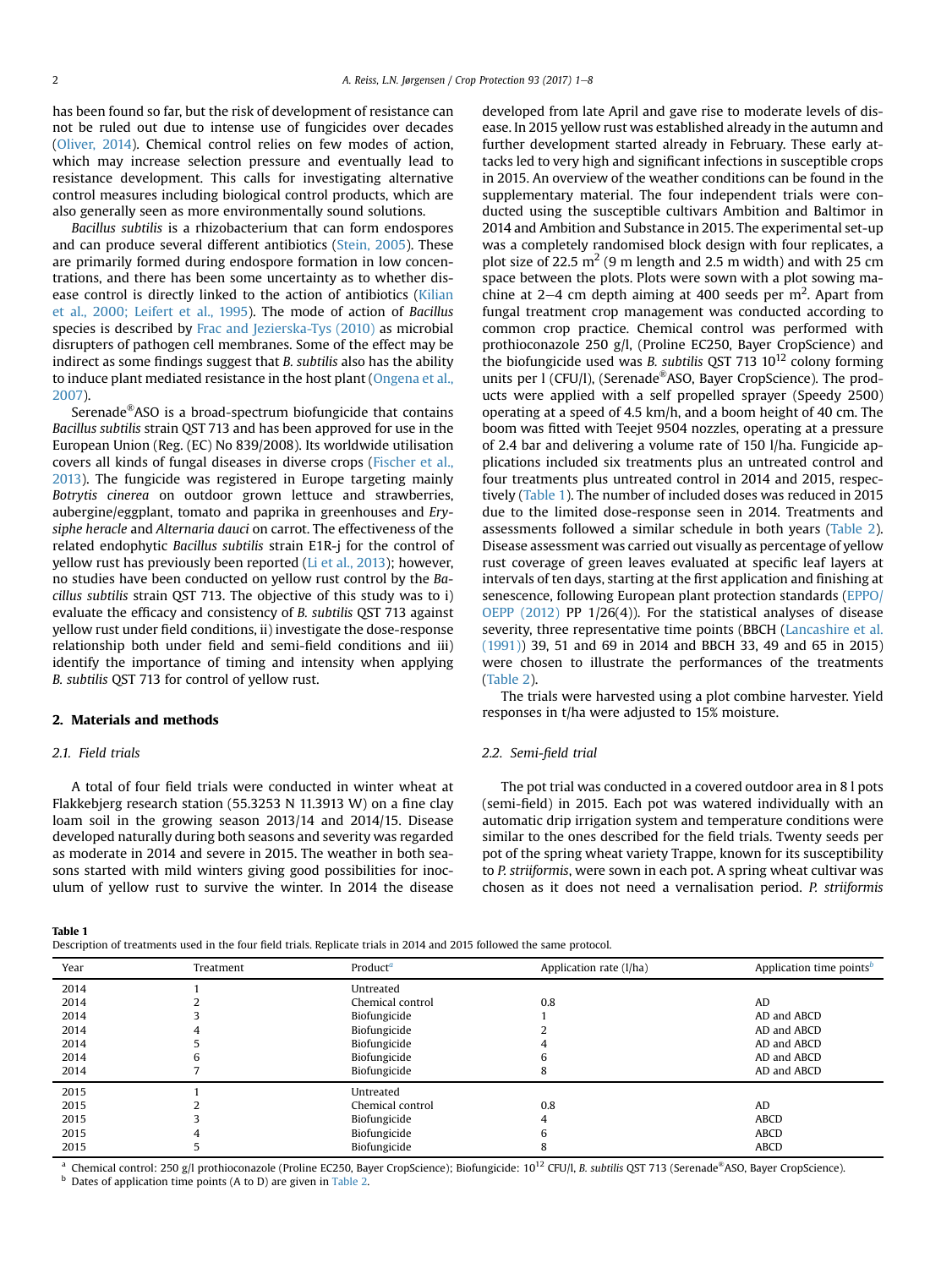has been found so far, but the risk of development of resistance can not be ruled out due to intense use of fungicides over decades (Oliver, 2014). Chemical control relies on few modes of action, which may increase selection pressure and eventually lead to resistance development. This calls for investigating alternative control measures including biological control products, which are also generally seen as more environmentally sound solutions.

*Bacillus subtilis* is a rhizobacterium that can form endospores and can produce several different antibiotics (Stein, 2005). These are primarily formed during endospore formation in low concentrations, and there has been some uncertainty as to whether disease control is directly linked to the action of antibiotics (Kilian et al., 2000; Leifert et al., 1995). The mode of action of *Bacillus* species is described by Frac and Jezierska-Tys (2010) as microbial disrupters of pathogen cell membranes. Some of the effect may be indirect as some findings suggest that *B. subtilis* also has the ability to induce plant mediated resistance in the host plant (Ongena et al., 2007).

Serenade®ASO is a broad-spectrum biofungicide that contains *Bacillus subtilis* strain QST 713 and has been approved for use in the European Union (Reg. (EC) No 839/2008). Its worldwide utilisation covers all kinds of fungal diseases in diverse crops (Fischer et al., 2013). The fungicide was registered in Europe targeting mainly *Botrytis cinerea* on outdoor grown lettuce and strawberries, aubergine/eggplant, tomato and paprika in greenhouses and *Erysiphe heracle* and *Alternaria dauci* on carrot. The effectiveness of the related endophytic *Bacillus subtilis* strain E1R-j for the control of yellow rust has previously been reported (Li et al., 2013); however, no studies have been conducted on yellow rust control by the *Bacillus subtilis* strain QST 713. The objective of this study was to i) evaluate the efficacy and consistency of *B. subtilis* QST 713 against yellow rust under field conditions, ii) investigate the dose-response relationship both under field and semi-field conditions and iii) identify the importance of timing and intensity when applying *B. subtilis* QST 713 for control of yellow rust.

## 2. Materials and methods

### 2.1. Field trials

A total of four field trials were conducted in winter wheat at Flakkebjerg research station (55.3253 N 11.3913 W) on a fine clay loam soil in the growing season 2013/14 and 2014/15. Disease developed naturally during both seasons and severity was regarded as moderate in 2014 and severe in 2015. The weather in both seasons started with mild winters giving good possibilities for inoculum of yellow rust to survive the winter. In 2014 the disease developed from late April and gave rise to moderate levels of disease. In 2015 yellow rust was established already in the autumn and further development started already in February. These early attacks led to very high and significant infections in susceptible crops in 2015. An overview of the weather conditions can be found in the supplementary material. The four independent trials were conducted using the susceptible cultivars Ambition and Baltimor in 2014 and Ambition and Substance in 2015. The experimental set-up was a completely randomised block design with four replicates, a plot size of 22.5 $m^2$ (9 m length and 2.5 m width) and with 25 cm space between the plots. Plots were sown with a plot sowing machine at 2–4 cm depth aiming at 400 seeds per $m^2$. Apart from fungal treatment crop management was conducted according to common crop practice. Chemical control was performed with prothioconazole 250 g/l, (Proline EC250, Bayer CropScience) and the biofungicide used was *B. subtilis* QST 713 $10^{12}$ colony forming units per l (CFU/l), (Serenade®ASO, Bayer CropScience). The products were applied with a self propelled sprayer (Speedy 2500) operating at a speed of 4.5 km/h, and a boom height of 40 cm. The boom was fitted with Teejet 9504 nozzles, operating at a pressure of 2.4 bar and delivering a volume rate of 150 l/ha. Fungicide applications included six treatments plus an untreated control and four treatments plus untreated control in 2014 and 2015, respectively (Table 1). The number of included doses was reduced in 2015 due to the limited dose-response seen in 2014. Treatments and assessments followed a similar schedule in both years (Table 2). Disease assessment was carried out visually as percentage of yellow rust coverage of green leaves evaluated at specific leaf layers at intervals of ten days, starting at the first application and finishing at senescence, following European plant protection standards (EPPO/OEPP (2012) PP 1/26(4)). For the statistical analyses of disease severity, three representative time points (BBCH (Lancashire et al. (1991)) 39, 51 and 69 in 2014 and BBCH 33, 49 and 65 in 2015) were chosen to illustrate the performances of the treatments (Table 2).

The trials were harvested using a plot combine harvester. Yield responses in t/ha were adjusted to 15% moisture.

### 2.2. Semi-field trial

The pot trial was conducted in a covered outdoor area in 8 l pots (semi-field) in 2015. Each pot was watered individually with an automatic drip irrigation system and temperature conditions were similar to the ones described for the field trials. Twenty seeds per pot of the spring wheat variety Trappe, known for its susceptibility to *P. striiformis*, were sown in each pot. A spring wheat cultivar was chosen as it does not need a vernalisation period. *P. striiformis*

**Table 1**
Description of treatments used in the four field trials. Replicate trials in 2014 and 2015 followed the same protocol.

| Year | Treatment | Product[a] | Application rate (l/ha) | Application time points[b] |
|---|---|---|---|---|
| 2014 | 1 | Untreated | | |
| 2014 | 2 | Chemical control | 0.8 | AD |
| 2014 | 3 | Biofungicide | 1 | AD and ABCD |
| 2014 | 4 | Biofungicide | 2 | AD and ABCD |
| 2014 | 5 | Biofungicide | 4 | AD and ABCD |
| 2014 | 6 | Biofungicide | 6 | AD and ABCD |
| 2014 | 7 | Biofungicide | 8 | AD and ABCD |
| 2015 | 1 | Untreated | | |
| 2015 | 2 | Chemical control | 0.8 | AD |
| 2015 | 3 | Biofungicide | 4 | ABCD |
| 2015 | 4 | Biofungicide | 6 | ABCD |
| 2015 | 5 | Biofungicide | 8 | ABCD |

[a] Chemical control: 250 g/l prothioconazole (Proline EC250, Bayer CropScience); Biofungicide: $10^{12}$ CFU/l, *B. subtilis* QST 713 (Serenade®ASO, Bayer CropScience).
[b] Dates of application time points (A to D) are given in Table 2.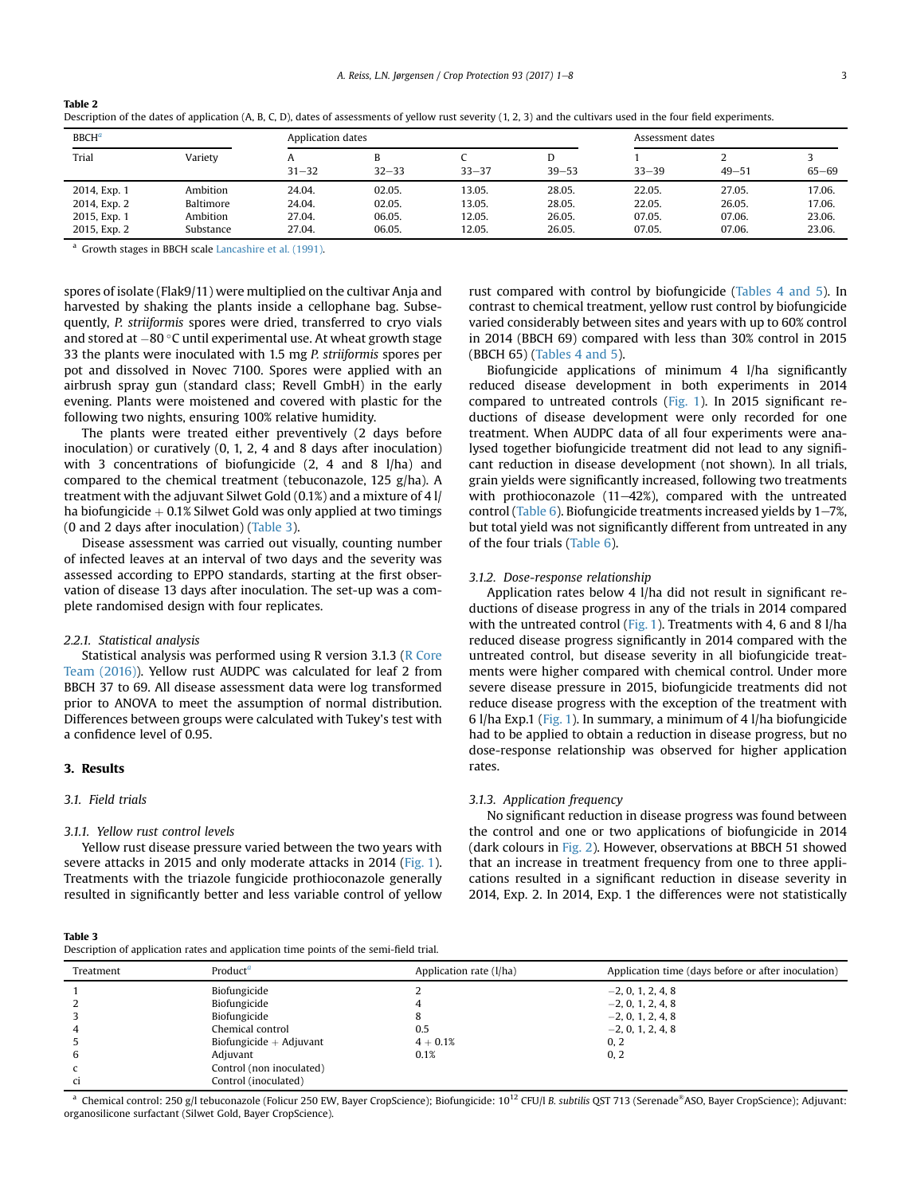**Table 2**
Description of the dates of application (A, B, C, D), dates of assessments of yellow rust severity (1, 2, 3) and the cultivars used in the four field experiments.

| BBCH[a] | | Application dates | | | | Assessment dates | | |
|---|---|---|---|---|---|---|---|---|
| Trial | Variety | A<br>31–32 | B<br>32–33 | C<br>33–37 | D<br>39–53 | 1<br>33–39 | 2<br>49–51 | 3<br>65–69 |
| 2014, Exp. 1 | Ambition | 24.04. | 02.05. | 13.05. | 28.05. | 22.05. | 27.05. | 17.06. |
| 2014, Exp. 2 | Baltimore | 24.04. | 02.05. | 13.05. | 28.05. | 22.05. | 26.05. | 17.06. |
| 2015, Exp. 1 | Ambition | 27.04. | 06.05. | 12.05. | 26.05. | 07.05. | 07.06. | 23.06. |
| 2015, Exp. 2 | Substance | 27.04. | 06.05. | 12.05. | 26.05. | 07.05. | 07.06. | 23.06. |

[a] Growth stages in BBCH scale Lancashire et al. (1991).

spores of isolate (Flak9/11) were multiplied on the cultivar Anja and harvested by shaking the plants inside a cellophane bag. Subsequently, *P. striiformis* spores were dried, transferred to cryo vials and stored at −80 °C until experimental use. At wheat growth stage 33 the plants were inoculated with 1.5 mg *P. striiformis* spores per pot and dissolved in Novec 7100. Spores were applied with an airbrush spray gun (standard class; Revell GmbH) in the early evening. Plants were moistened and covered with plastic for the following two nights, ensuring 100% relative humidity.

The plants were treated either preventively (2 days before inoculation) or curatively (0, 1, 2, 4 and 8 days after inoculation) with 3 concentrations of biofungicide (2, 4 and 8 l/ha) and compared to the chemical treatment (tebuconazole, 125 g/ha). A treatment with the adjuvant Silwet Gold (0.1%) and a mixture of 4 l/ha biofungicide + 0.1% Silwet Gold was only applied at two timings (0 and 2 days after inoculation) (Table 3).

Disease assessment was carried out visually, counting number of infected leaves at an interval of two days and the severity was assessed according to EPPO standards, starting at the first observation of disease 13 days after inoculation. The set-up was a complete randomised design with four replicates.

#### 2.2.1. Statistical analysis

Statistical analysis was performed using R version 3.1.3 (R Core Team (2016)). Yellow rust AUDPC was calculated for leaf 2 from BBCH 37 to 69. All disease assessment data were log transformed prior to ANOVA to meet the assumption of normal distribution. Differences between groups were calculated with Tukey's test with a confidence level of 0.95.

## 3. Results

### 3.1. Field trials

#### 3.1.1. Yellow rust control levels

Yellow rust disease pressure varied between the two years with severe attacks in 2015 and only moderate attacks in 2014 (Fig. 1). Treatments with the triazole fungicide prothioconazole generally resulted in significantly better and less variable control of yellow rust compared with control by biofungicide (Tables 4 and 5). In contrast to chemical treatment, yellow rust control by biofungicide varied considerably between sites and years with up to 60% control in 2014 (BBCH 69) compared with less than 30% control in 2015 (BBCH 65) (Tables 4 and 5).

Biofungicide applications of minimum 4 l/ha significantly reduced disease development in both experiments in 2014 compared to untreated controls (Fig. 1). In 2015 significant reductions of disease development were only recorded for one treatment. When AUDPC data of all four experiments were analysed together biofungicide treatment did not lead to any significant reduction in disease development (not shown). In all trials, grain yields were significantly increased, following two treatments with prothioconazole (11–42%), compared with the untreated control (Table 6). Biofungicide treatments increased yields by 1–7%, but total yield was not significantly different from untreated in any of the four trials (Table 6).

#### 3.1.2. Dose-response relationship

Application rates below 4 l/ha did not result in significant reductions of disease progress in any of the trials in 2014 compared with the untreated control (Fig. 1). Treatments with 4, 6 and 8 l/ha reduced disease progress significantly in 2014 compared with the untreated control, but disease severity in all biofungicide treatments were higher compared with chemical control. Under more severe disease pressure in 2015, biofungicide treatments did not reduce disease progress with the exception of the treatment with 6 l/ha Exp.1 (Fig. 1). In summary, a minimum of 4 l/ha biofungicide had to be applied to obtain a reduction in disease progress, but no dose-response relationship was observed for higher application rates.

#### 3.1.3. Application frequency

No significant reduction in disease progress was found between the control and one or two applications of biofungicide in 2014 (dark colours in Fig. 2). However, observations at BBCH 51 showed that an increase in treatment frequency from one to three applications resulted in a significant reduction in disease severity in 2014, Exp. 2. In 2014, Exp. 1 the differences were not statistically

**Table 3**
Description of application rates and application time points of the semi-field trial.

| Treatment | Product[a] | Application rate (l/ha) | Application time (days before or after inoculation) |
|---|---|---|---|
| 1 | Biofungicide | 2 | −2, 0, 1, 2, 4, 8 |
| 2 | Biofungicide | 4 | −2, 0, 1, 2, 4, 8 |
| 3 | Biofungicide | 8 | −2, 0, 1, 2, 4, 8 |
| 4 | Chemical control | 0.5 | −2, 0, 1, 2, 4, 8 |
| 5 | Biofungicide + Adjuvant | 4 + 0.1% | 0, 2 |
| 6 | Adjuvant | 0.1% | 0, 2 |
| c | Control (non inoculated) | | |
| ci | Control (inoculated) | | |

[a] Chemical control: 250 g/l tebuconazole (Folicur 250 EW, Bayer CropScience); Biofungicide: $10^{12}$ CFU/l *B. subtilis* QST 713 (Serenade®ASO, Bayer CropScience); Adjuvant: organosilicone surfactant (Silwet Gold, Bayer CropScience).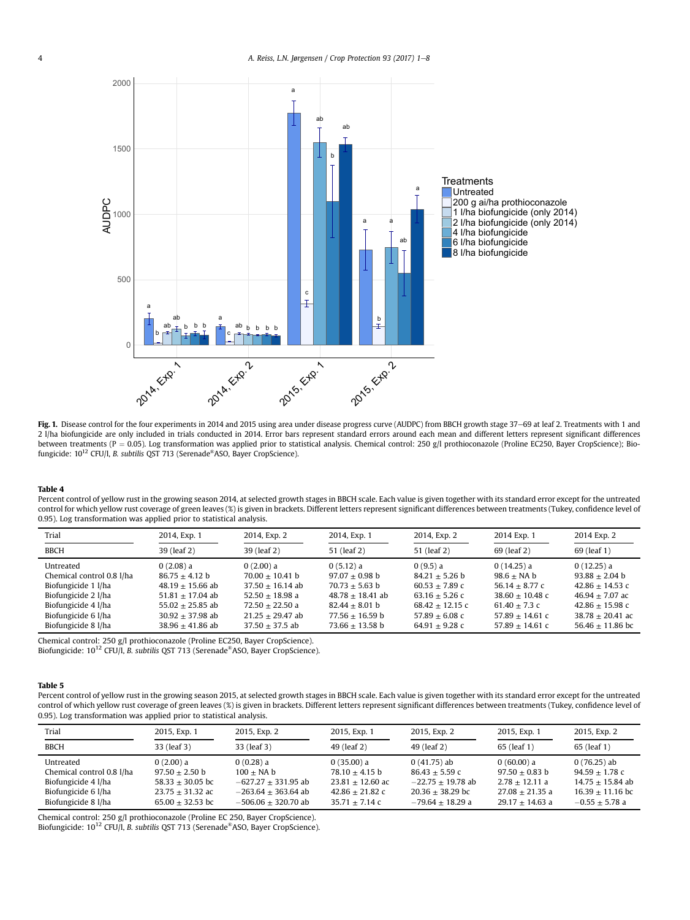**Fig. 1.** Disease control for the four experiments in 2014 and 2015 using area under disease progress curve (AUDPC) from BBCH growth stage 37–69 at leaf 2. Treatments with 1 and 2 l/ha biofungicide are only included in trials conducted in 2014. Error bars represent standard errors around each mean and different letters represent significant differences between treatments (P = 0.05). Log transformation was applied prior to statistical analysis. Chemical control: 250 g/l prothioconazole (Proline EC250, Bayer CropScience); Biofungicide: $10^{12}$ CFU/l, *B. subtilis* QST 713 (Serenade®ASO, Bayer CropScience).

**Table 4**
Percent control of yellow rust in the growing season 2014, at selected growth stages in BBCH scale. Each value is given together with its standard error except for the untreated control for which yellow rust coverage of green leaves (%) is given in brackets. Different letters represent significant differences between treatments (Tukey, confidence level of 0.95). Log transformation was applied prior to statistical analysis.

| Trial | 2014, Exp. 1 | 2014, Exp. 2 | 2014, Exp. 1 | 2014, Exp. 2 | 2014 Exp. 1 | 2014 Exp. 2 |
|---|---|---|---|---|---|---|
| BBCH | 39 (leaf 2) | 39 (leaf 2) | 51 (leaf 2) | 51 (leaf 2) | 69 (leaf 2) | 69 (leaf 1) |
| Untreated | 0 (2.08) a | 0 (2.00) a | 0 (5.12) a | 0 (9.5) a | 0 (14.25) a | 0 (12.25) a |
| Chemical control 0.8 l/ha | 86.75 ± 4.12 b | 70.00 ± 10.41 b | 97.07 ± 0.98 b | 84.21 ± 5.26 b | 98.6 ± NA b | 93.88 ± 2.04 b |
| Biofungicide 1 l/ha | 48.19 ± 15.66 ab | 37.50 ± 16.14 ab | 70.73 ± 5.63 b | 60.53 ± 7.89 c | 56.14 ± 8.77 c | 42.86 ± 14.53 c |
| Biofungicide 2 l/ha | 51.81 ± 17.04 ab | 52.50 ± 18.98 a | 48.78 ± 18.41 ab | 63.16 ± 5.26 c | 38.60 ± 10.48 c | 46.94 ± 7.07 ac |
| Biofungicide 4 l/ha | 55.02 ± 25.85 ab | 72.50 ± 22.50 a | 82.44 ± 8.01 b | 68.42 ± 12.15 c | 61.40 ± 7.3 c | 42.86 ± 15.98 c |
| Biofungicide 6 l/ha | 30.92 ± 37.98 ab | 21.25 ± 29.47 ab | 77.56 ± 16.59 b | 57.89 ± 6.08 c | 57.89 ± 14.61 c | 38.78 ± 20.41 ac |
| Biofungicide 8 l/ha | 38.96 ± 41.86 ab | 37.50 ± 37.5 ab | 73.66 ± 13.58 b | 64.91 ± 9.28 c | 57.89 ± 14.61 c | 56.46 ± 11.86 bc |

Chemical control: 250 g/l prothioconazole (Proline EC250, Bayer CropScience).
Biofungicide: $10^{12}$ CFU/l, *B. subtilis* QST 713 (Serenade®ASO, Bayer CropScience).

**Table 5**
Percent control of yellow rust in the growing season 2015, at selected growth stages in BBCH scale. Each value is given together with its standard error except for the untreated control of which yellow rust coverage of green leaves (%) is given in brackets. Different letters represent significant differences between treatments (Tukey, confidence level of 0.95). Log transformation was applied prior to statistical analysis.

| Trial | 2015, Exp. 1 | 2015, Exp. 2 | 2015, Exp. 1 | 2015, Exp. 2 | 2015, Exp. 1 | 2015, Exp. 2 |
|---|---|---|---|---|---|---|
| BBCH | 33 (leaf 3) | 33 (leaf 3) | 49 (leaf 2) | 49 (leaf 2) | 65 (leaf 1) | 65 (leaf 1) |
| Untreated | 0 (2.00) a | 0 (0.28) a | 0 (35.00) a | 0 (41.75) ab | 0 (60.00) a | 0 (76.25) ab |
| Chemical control 0.8 l/ha | 97.50 ± 2.50 b | 100 ± NA b | 78.10 ± 4.15 b | 86.43 ± 5.59 c | 97.50 ± 0.83 b | 94.59 ± 1.78 c |
| Biofungicide 4 l/ha | 58.33 ± 30.05 bc | −627.27 ± 331.95 ab | 23.81 ± 12.60 ac | −22.75 ± 19.78 ab | 2.78 ± 12.11 a | 14.75 ± 15.84 ab |
| Biofungicide 6 l/ha | 23.75 ± 31.32 ac | −263.64 ± 363.64 ab | 42.86 ± 21.82 c | 20.36 ± 38.29 bc | 27.08 ± 21.35 a | 16.39 ± 11.16 bc |
| Biofungicide 8 l/ha | 65.00 ± 32.53 bc | −506.06 ± 320.70 ab | 35.71 ± 7.14 c | −79.64 ± 18.29 a | 29.17 ± 14.63 a | −0.55 ± 5.78 a |

Chemical control: 250 g/l prothioconazole (Proline EC 250, Bayer CropScience).
Biofungicide: $10^{12}$ CFU/l, *B. subtilis* QST 713 (Serenade®ASO, Bayer CropScience).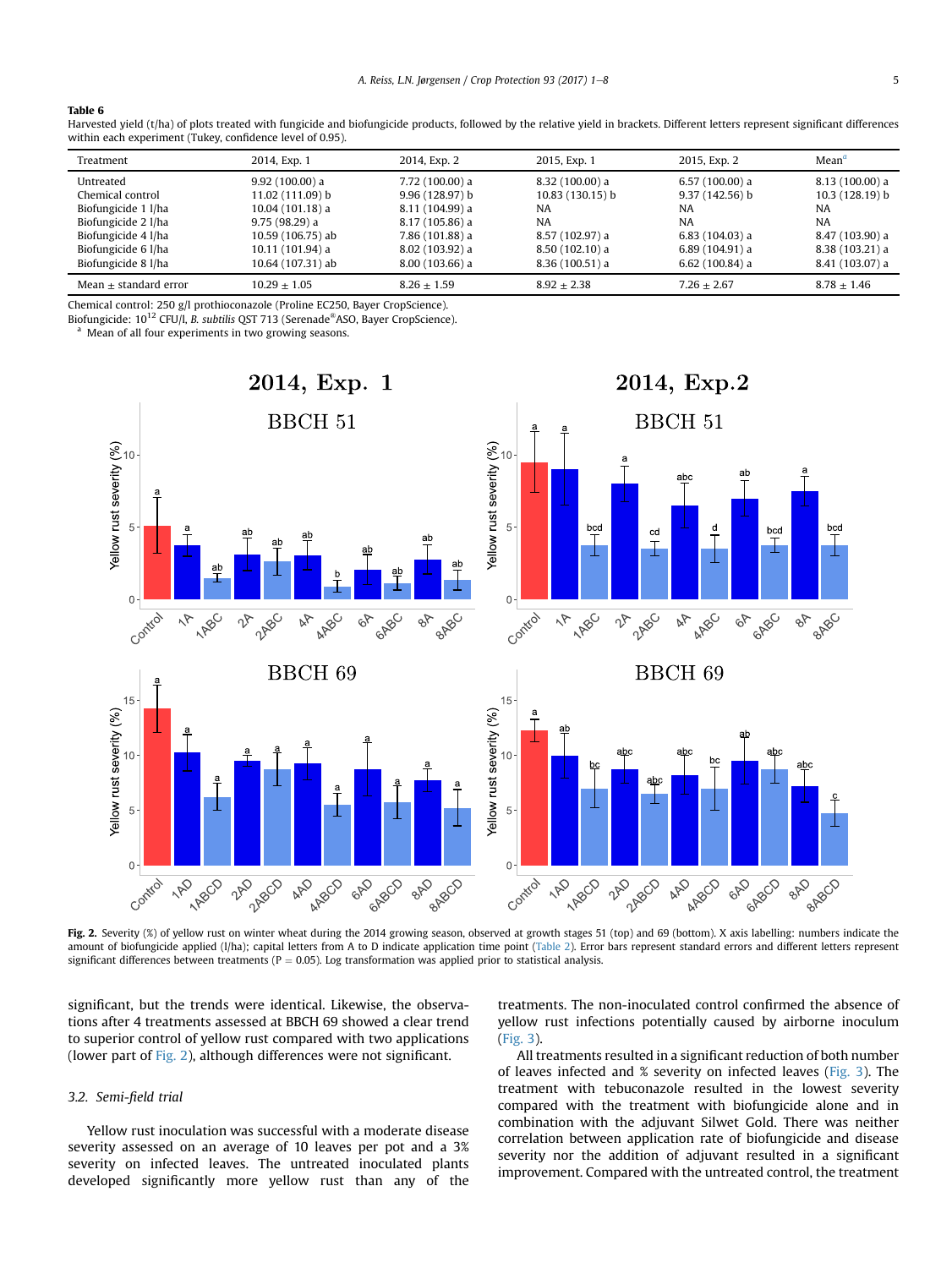**Table 6**
Harvested yield (t/ha) of plots treated with fungicide and biofungicide products, followed by the relative yield in brackets. Different letters represent significant differences within each experiment (Tukey, confidence level of 0.95).

| Treatment | 2014, Exp. 1 | 2014, Exp. 2 | 2015, Exp. 1 | 2015, Exp. 2 | Mean[a] |
|---|---|---|---|---|---|
| Untreated | 9.92 (100.00) a | 7.72 (100.00) a | 8.32 (100.00) a | 6.57 (100.00) a | 8.13 (100.00) a |
| Chemical control | 11.02 (111.09) b | 9.96 (128.97) b | 10.83 (130.15) b | 9.37 (142.56) b | 10.3 (128.19) b |
| Biofungicide 1 l/ha | 10.04 (101.18) a | 8.11 (104.99) a | NA | NA | NA |
| Biofungicide 2 l/ha | 9.75 (98.29) a | 8.17 (105.86) a | NA | NA | NA |
| Biofungicide 4 l/ha | 10.59 (106.75) ab | 7.86 (101.88) a | 8.57 (102.97) a | 6.83 (104.03) a | 8.47 (103.90) a |
| Biofungicide 6 l/ha | 10.11 (101.94) a | 8.02 (103.92) a | 8.50 (102.10) a | 6.89 (104.91) a | 8.38 (103.21) a |
| Biofungicide 8 l/ha | 10.64 (107.31) ab | 8.00 (103.66) a | 8.36 (100.51) a | 6.62 (100.84) a | 8.41 (103.07) a |
| Mean ± standard error | 10.29 ± 1.05 | 8.26 ± 1.59 | 8.92 ± 2.38 | 7.26 ± 2.67 | 8.78 ± 1.46 |

Chemical control: 250 g/l prothioconazole (Proline EC250, Bayer CropScience).
Biofungicide: $10^{12}$ CFU/l, *B. subtilis* QST 713 (Serenade®ASO, Bayer CropScience).
[a] Mean of all four experiments in two growing seasons.

**Fig. 2.** Severity (%) of yellow rust on winter wheat during the 2014 growing season, observed at growth stages 51 (top) and 69 (bottom). X axis labelling: numbers indicate the amount of biofungicide applied (l/ha); capital letters from A to D indicate application time point (Table 2). Error bars represent standard errors and different letters represent significant differences between treatments (P = 0.05). Log transformation was applied prior to statistical analysis.

significant, but the trends were identical. Likewise, the observations after 4 treatments assessed at BBCH 69 showed a clear trend to superior control of yellow rust compared with two applications (lower part of Fig. 2), although differences were not significant.

### 3.2. Semi-field trial

Yellow rust inoculation was successful with a moderate disease severity assessed on an average of 10 leaves per pot and a 3% severity on infected leaves. The untreated inoculated plants developed significantly more yellow rust than any of the treatments. The non-inoculated control confirmed the absence of yellow rust infections potentially caused by airborne inoculum (Fig. 3).

All treatments resulted in a significant reduction of both number of leaves infected and % severity on infected leaves (Fig. 3). The treatment with tebuconazole resulted in the lowest severity compared with the treatment with biofungicide alone and in combination with the adjuvant Silwet Gold. There was neither correlation between application rate of biofungicide and disease severity nor the addition of adjuvant resulted in a significant improvement. Compared with the untreated control, the treatment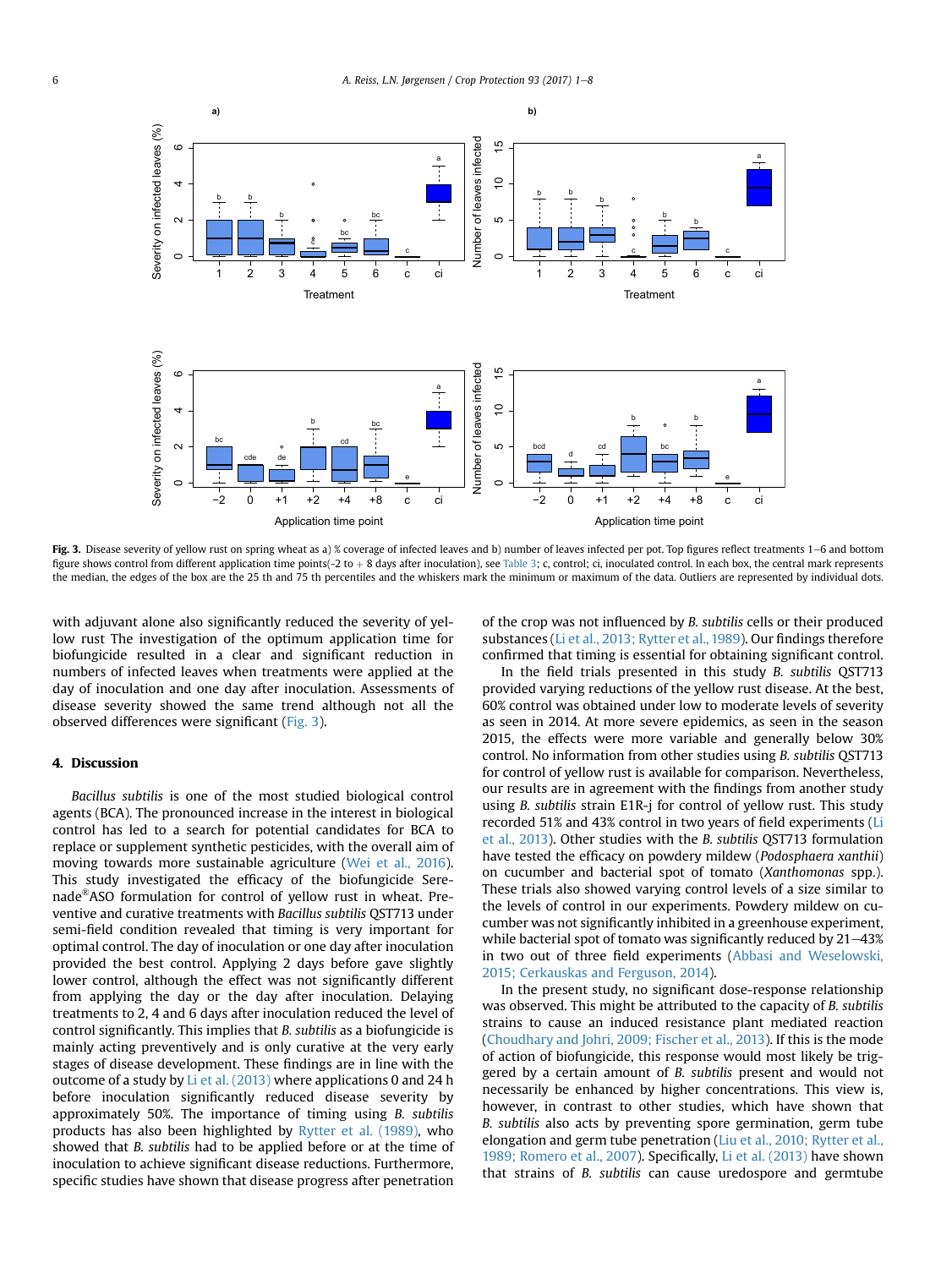Fig. 3. Disease severity of yellow rust on spring wheat as a) % coverage of infected leaves and b) number of leaves infected per pot. Top figures reflect treatments 1–6 and bottom figure shows control from different application time points(-2 to + 8 days after inoculation), see Table 3; c, control; ci, inoculated control. In each box, the central mark represents the median, the edges of the box are the 25 th and 75 th percentiles and the whiskers mark the minimum or maximum of the data. Outliers are represented by individual dots.

with adjuvant alone also significantly reduced the severity of yellow rust The investigation of the optimum application time for biofungicide resulted in a clear and significant reduction in numbers of infected leaves when treatments were applied at the day of inoculation and one day after inoculation. Assessments of disease severity showed the same trend although not all the observed differences were significant (Fig. 3).

## 4. Discussion

*Bacillus subtilis* is one of the most studied biological control agents (BCA). The pronounced increase in the interest in biological control has led to a search for potential candidates for BCA to replace or supplement synthetic pesticides, with the overall aim of moving towards more sustainable agriculture (Wei et al., 2016). This study investigated the efficacy of the biofungicide Serenade®ASO formulation for control of yellow rust in wheat. Preventive and curative treatments with *Bacillus subtilis* QST713 under semi-field condition revealed that timing is very important for optimal control. The day of inoculation or one day after inoculation provided the best control. Applying 2 days before gave slightly lower control, although the effect was not significantly different from applying the day or the day after inoculation. Delaying treatments to 2, 4 and 6 days after inoculation reduced the level of control significantly. This implies that *B. subtilis* as a biofungicide is mainly acting preventively and is only curative at the very early stages of disease development. These findings are in line with the outcome of a study by Li et al. (2013) where applications 0 and 24 h before inoculation significantly reduced disease severity by approximately 50%. The importance of timing using *B. subtilis* products has also been highlighted by Rytter et al. (1989), who showed that *B. subtilis* had to be applied before or at the time of inoculation to achieve significant disease reductions. Furthermore, specific studies have shown that disease progress after penetration of the crop was not influenced by *B. subtilis* cells or their produced substances (Li et al., 2013; Rytter et al., 1989). Our findings therefore confirmed that timing is essential for obtaining significant control.

In the field trials presented in this study *B. subtilis* QST713 provided varying reductions of the yellow rust disease. At the best, 60% control was obtained under low to moderate levels of severity as seen in 2014. At more severe epidemics, as seen in the season 2015, the effects were more variable and generally below 30% control. No information from other studies using *B. subtilis* QST713 for control of yellow rust is available for comparison. Nevertheless, our results are in agreement with the findings from another study using *B. subtilis* strain E1R-j for control of yellow rust. This study recorded 51% and 43% control in two years of field experiments (Li et al., 2013). Other studies with the *B. subtilis* QST713 formulation have tested the efficacy on powdery mildew (*Podosphaera xanthii*) on cucumber and bacterial spot of tomato (*Xanthomonas* spp.). These trials also showed varying control levels of a size similar to the levels of control in our experiments. Powdery mildew on cucumber was not significantly inhibited in a greenhouse experiment, while bacterial spot of tomato was significantly reduced by 21–43% in two out of three field experiments (Abbasi and Weselowski, 2015; Cerkauskas and Ferguson, 2014).

In the present study, no significant dose-response relationship was observed. This might be attributed to the capacity of *B. subtilis* strains to cause an induced resistance plant mediated reaction (Choudhary and Johri, 2009; Fischer et al., 2013). If this is the mode of action of biofungicide, this response would most likely be triggered by a certain amount of *B. subtilis* present and would not necessarily be enhanced by higher concentrations. This view is, however, in contrast to other studies, which have shown that *B. subtilis* also acts by preventing spore germination, germ tube elongation and germ tube penetration (Liu et al., 2010; Rytter et al., 1989; Romero et al., 2007). Specifically, Li et al. (2013) have shown that strains of *B. subtilis* can cause uredospore and germtube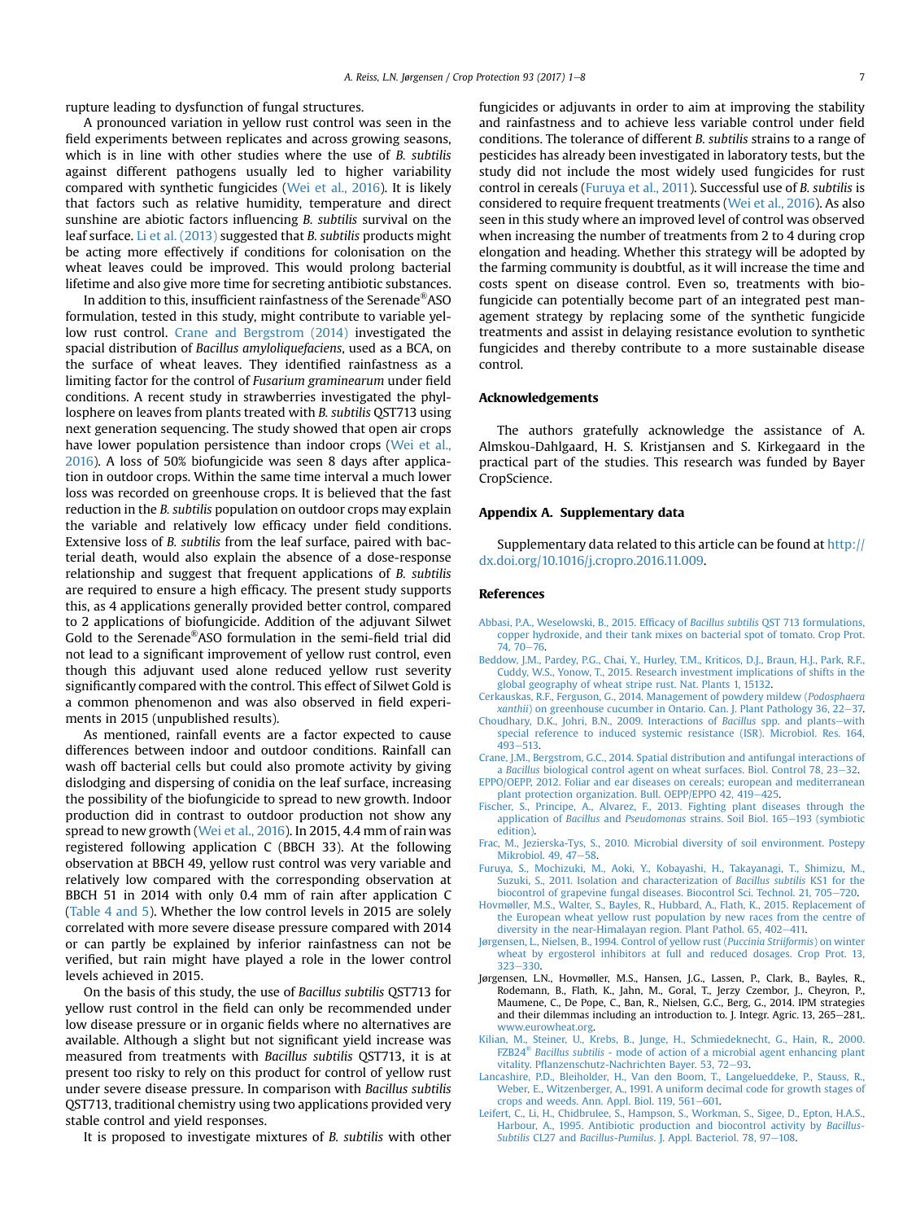rupture leading to dysfunction of fungal structures.

A pronounced variation in yellow rust control was seen in the field experiments between replicates and across growing seasons, which is in line with other studies where the use of *B. subtilis* against different pathogens usually led to higher variability compared with synthetic fungicides (Wei et al., 2016). It is likely that factors such as relative humidity, temperature and direct sunshine are abiotic factors influencing *B. subtilis* survival on the leaf surface. Li et al. (2013) suggested that *B. subtilis* products might be acting more effectively if conditions for colonisation on the wheat leaves could be improved. This would prolong bacterial lifetime and also give more time for secreting antibiotic substances.

In addition to this, insufficient rainfastness of the Serenade®ASO formulation, tested in this study, might contribute to variable yellow rust control. Crane and Bergstrom (2014) investigated the spacial distribution of *Bacillus amyloliquefaciens*, used as a BCA, on the surface of wheat leaves. They identified rainfastness as a limiting factor for the control of *Fusarium graminearum* under field conditions. A recent study in strawberries investigated the phyllosphere on leaves from plants treated with *B. subtilis* QST713 using next generation sequencing. The study showed that open air crops have lower population persistence than indoor crops (Wei et al., 2016). A loss of 50% biofungicide was seen 8 days after application in outdoor crops. Within the same time interval a much lower loss was recorded on greenhouse crops. It is believed that the fast reduction in the *B. subtilis* population on outdoor crops may explain the variable and relatively low efficacy under field conditions. Extensive loss of *B. subtilis* from the leaf surface, paired with bacterial death, would also explain the absence of a dose-response relationship and suggest that frequent applications of *B. subtilis* are required to ensure a high efficacy. The present study supports this, as 4 applications generally provided better control, compared to 2 applications of biofungicide. Addition of the adjuvant Silwet Gold to the Serenade®ASO formulation in the semi-field trial did not lead to a significant improvement of yellow rust control, even though this adjuvant used alone reduced yellow rust severity significantly compared with the control. This effect of Silwet Gold is a common phenomenon and was also observed in field experiments in 2015 (unpublished results).

As mentioned, rainfall events are a factor expected to cause differences between indoor and outdoor conditions. Rainfall can wash off bacterial cells but could also promote activity by giving dislodging and dispersing of conidia on the leaf surface, increasing the possibility of the biofungicide to spread to new growth. Indoor production did in contrast to outdoor production not show any spread to new growth (Wei et al., 2016). In 2015, 4.4 mm of rain was registered following application C (BBCH 33). At the following observation at BBCH 49, yellow rust control was very variable and relatively low compared with the corresponding observation at BBCH 51 in 2014 with only 0.4 mm of rain after application C (Table 4 and 5). Whether the low control levels in 2015 are solely correlated with more severe disease pressure compared with 2014 or can partly be explained by inferior rainfastness can not be verified, but rain might have played a role in the lower control levels achieved in 2015.

On the basis of this study, the use of *Bacillus subtilis* QST713 for yellow rust control in the field can only be recommended under low disease pressure or in organic fields where no alternatives are available. Although a slight but not significant yield increase was measured from treatments with *Bacillus subtilis* QST713, it is at present too risky to rely on this product for control of yellow rust under severe disease pressure. In comparison with *Bacillus subtilis* QST713, traditional chemistry using two applications provided very stable control and yield responses.

It is proposed to investigate mixtures of *B. subtilis* with other fungicides or adjuvants in order to aim at improving the stability and rainfastness and to achieve less variable control under field conditions. The tolerance of different *B. subtilis* strains to a range of pesticides has already been investigated in laboratory tests, but the study did not include the most widely used fungicides for rust control in cereals (Furuya et al., 2011). Successful use of *B. subtilis* is considered to require frequent treatments (Wei et al., 2016). As also seen in this study where an improved level of control was observed when increasing the number of treatments from 2 to 4 during crop elongation and heading. Whether this strategy will be adopted by the farming community is doubtful, as it will increase the time and costs spent on disease control. Even so, treatments with biofungicide can potentially become part of an integrated pest management strategy by replacing some of the synthetic fungicide treatments and assist in delaying resistance evolution to synthetic fungicides and thereby contribute to a more sustainable disease control.

## Acknowledgements

The authors gratefully acknowledge the assistance of A. Almskou-Dahlgaard, H. S. Kristjansen and S. Kirkegaard in the practical part of the studies. This research was funded by Bayer CropScience.

## Appendix A. Supplementary data

Supplementary data related to this article can be found at http://dx.doi.org/10.1016/j.cropro.2016.11.009.

## References

Abbasi, P.A., Weselowski, B., 2015. Efficacy of *Bacillus subtilis* QST 713 formulations, copper hydroxide, and their tank mixes on bacterial spot of tomato. Crop Prot. 74, 70–76.

Beddow, J.M., Pardey, P.G., Chai, Y., Hurley, T.M., Kriticos, D.J., Braun, H.J., Park, R.F., Cuddy, W.S., Yonow, T., 2015. Research investment implications of shifts in the global geography of wheat stripe rust. Nat. Plants 1, 15132.

Cerkauskas, R.F., Ferguson, G., 2014. Management of powdery mildew (*Podosphaera xanthii*) on greenhouse cucumber in Ontario. Can. J. Plant Pathology 36, 22–37.

Choudhary, D.K., Johri, B.N., 2009. Interactions of *Bacillus* spp. and plants–with special reference to induced systemic resistance (ISR). Microbiol. Res. 164, 493–513.

Crane, J.M., Bergstrom, G.C., 2014. Spatial distribution and antifungal interactions of a *Bacillus* biological control agent on wheat surfaces. Biol. Control 78, 23–32.

EPPO/OEPP, 2012. Foliar and ear diseases on cereals; european and mediterranean plant protection organization. Bull. OEPP/EPPO 42, 419–425.

Fischer, S., Principe, A., Alvarez, F., 2013. Fighting plant diseases through the application of *Bacillus* and *Pseudomonas* strains. Soil Biol. 165–193 (symbiotic edition).

Frac, M., Jezierska-Tys, S., 2010. Microbial diversity of soil environment. Postepy Mikrobiol. 49, 47–58.

Furuya, S., Mochizuki, M., Aoki, Y., Kobayashi, H., Takayanagi, T., Shimizu, M., Suzuki, S., 2011. Isolation and characterization of *Bacillus subtilis* KS1 for the biocontrol of grapevine fungal diseases. Biocontrol Sci. Technol. 21, 705–720.

Hovmøller, M.S., Walter, S., Bayles, R., Hubbard, A., Flath, K., 2015. Replacement of the European wheat yellow rust population by new races from the centre of diversity in the near-Himalayan region. Plant Pathol. 65, 402–411.

Jørgensen, L., Nielsen, B., 1994. Control of yellow rust (*Puccinia Striiformis*) on winter wheat by ergosterol inhibitors at full and reduced dosages. Crop Prot. 13, 323–330.

Jørgensen, L.N., Hovmøller, M.S., Hansen, J.G., Lassen, P., Clark, B., Bayles, R., Rodemann, B., Flath, K., Jahn, M., Goral, T., Jerzy Czembor, J., Cheyron, P., Maumene, C., De Pope, C., Ban, R., Nielsen, G.C., Berg, G., 2014. IPM strategies and their dilemmas including an introduction to. J. Integr. Agric. 13, 265–281,. www.eurowheat.org.

Kilian, M., Steiner, U., Krebs, B., Junge, H., Schmiedeknecht, G., Hain, R., 2000. FZB24® *Bacillus subtilis* - mode of action of a microbial agent enhancing plant vitality. Pflanzenschutz-Nachrichten Bayer. 53, 72–93.

Lancashire, P.D., Bleiholder, H., Van den Boom, T., Langelueddeke, P., Stauss, R., Weber, E., Witzenberger, A., 1991. A uniform decimal code for growth stages of crops and weeds. Ann. Appl. Biol. 119, 561–601.

Leifert, C., Li, H., Chidbrulee, S., Hampson, S., Workman, S., Sigee, D., Epton, H.A.S., Harbour, A., 1995. Antibiotic production and biocontrol activity by *Bacillus-Subtilis* CL27 and *Bacillus-Pumilus*. J. Appl. Bacteriol. 78, 97–108.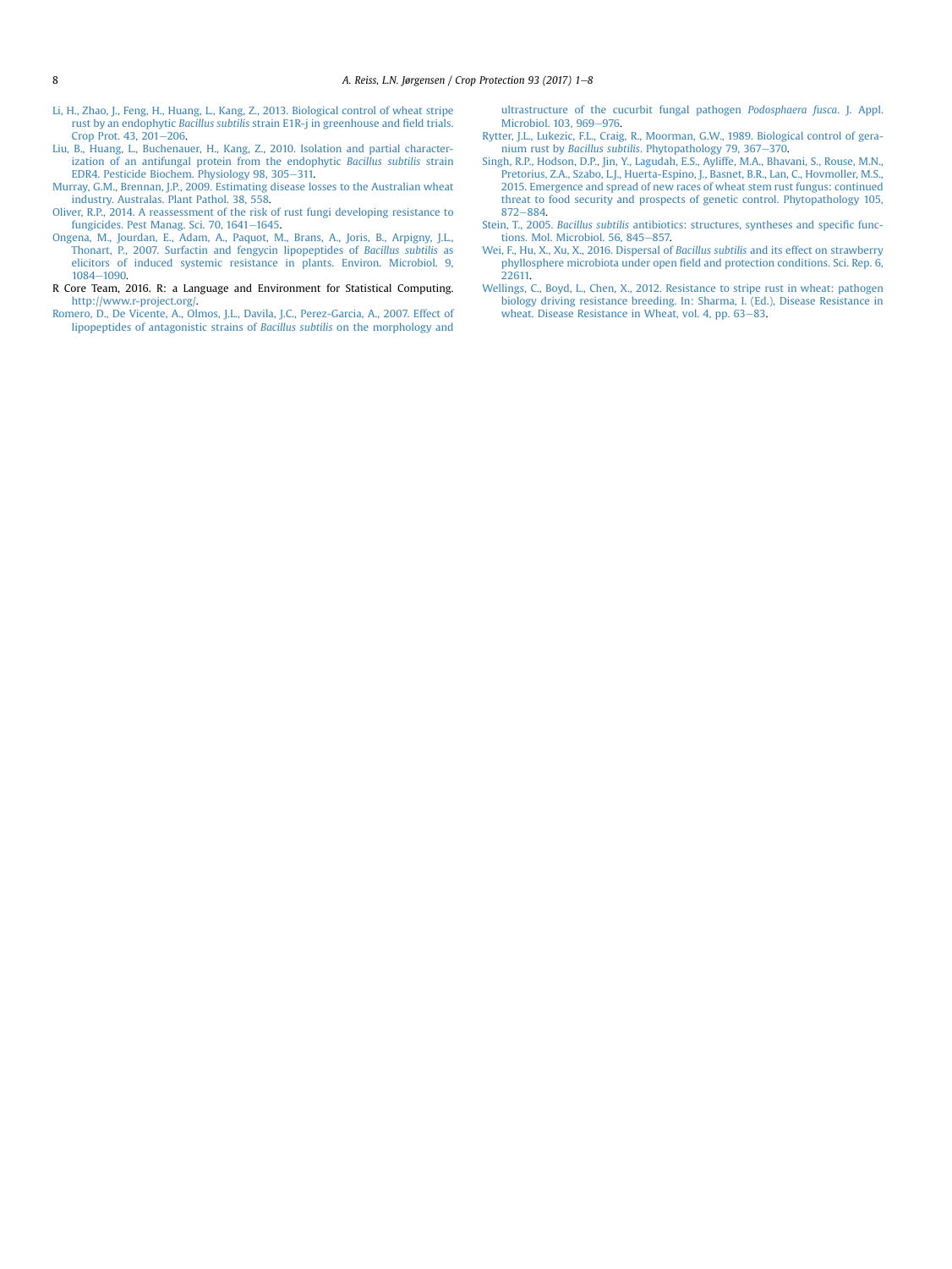Li, H., Zhao, J., Feng, H., Huang, L., Kang, Z., 2013. Biological control of wheat stripe rust by an endophytic *Bacillus subtilis* strain E1R-j in greenhouse and field trials. Crop Prot. 43, 201–206.

Liu, B., Huang, L., Buchenauer, H., Kang, Z., 2010. Isolation and partial characterization of an antifungal protein from the endophytic *Bacillus subtilis* strain EDR4. Pesticide Biochem. Physiology 98, 305–311.

Murray, G.M., Brennan, J.P., 2009. Estimating disease losses to the Australian wheat industry. Australas. Plant Pathol. 38, 558.

Oliver, R.P., 2014. A reassessment of the risk of rust fungi developing resistance to fungicides. Pest Manag. Sci. 70, 1641–1645.

Ongena, M., Jourdan, E., Adam, A., Paquot, M., Brans, A., Joris, B., Arpigny, J.L., Thonart, P., 2007. Surfactin and fengycin lipopeptides of *Bacillus subtilis* as elicitors of induced systemic resistance in plants. Environ. Microbiol. 9, 1084–1090.

R Core Team, 2016. R: a Language and Environment for Statistical Computing. http://www.r-project.org/.

Romero, D., De Vicente, A., Olmos, J.L., Davila, J.C., Perez-Garcia, A., 2007. Effect of lipopeptides of antagonistic strains of *Bacillus subtilis* on the morphology and ultrastructure of the cucurbit fungal pathogen *Podosphaera fusca*. J. Appl. Microbiol. 103, 969–976.

Rytter, J.L., Lukezic, F.L., Craig, R., Moorman, G.W., 1989. Biological control of geranium rust by *Bacillus subtilis*. Phytopathology 79, 367–370.

Singh, R.P., Hodson, D.P., Jin, Y., Lagudah, E.S., Ayliffe, M.A., Bhavani, S., Rouse, M.N., Pretorius, Z.A., Szabo, L.J., Huerta-Espino, J., Basnet, B.R., Lan, C., Hovmoller, M.S., 2015. Emergence and spread of new races of wheat stem rust fungus: continued threat to food security and prospects of genetic control. Phytopathology 105, 872–884.

Stein, T., 2005. *Bacillus subtilis* antibiotics: structures, syntheses and specific functions. Mol. Microbiol. 56, 845–857.

Wei, F., Hu, X., Xu, X., 2016. Dispersal of *Bacillus subtilis* and its effect on strawberry phyllosphere microbiota under open field and protection conditions. Sci. Rep. 6, 22611.

Wellings, C., Boyd, L., Chen, X., 2012. Resistance to stripe rust in wheat: pathogen biology driving resistance breeding. In: Sharma, I. (Ed.), Disease Resistance in wheat. Disease Resistance in Wheat, vol. 4, pp. 63–83.